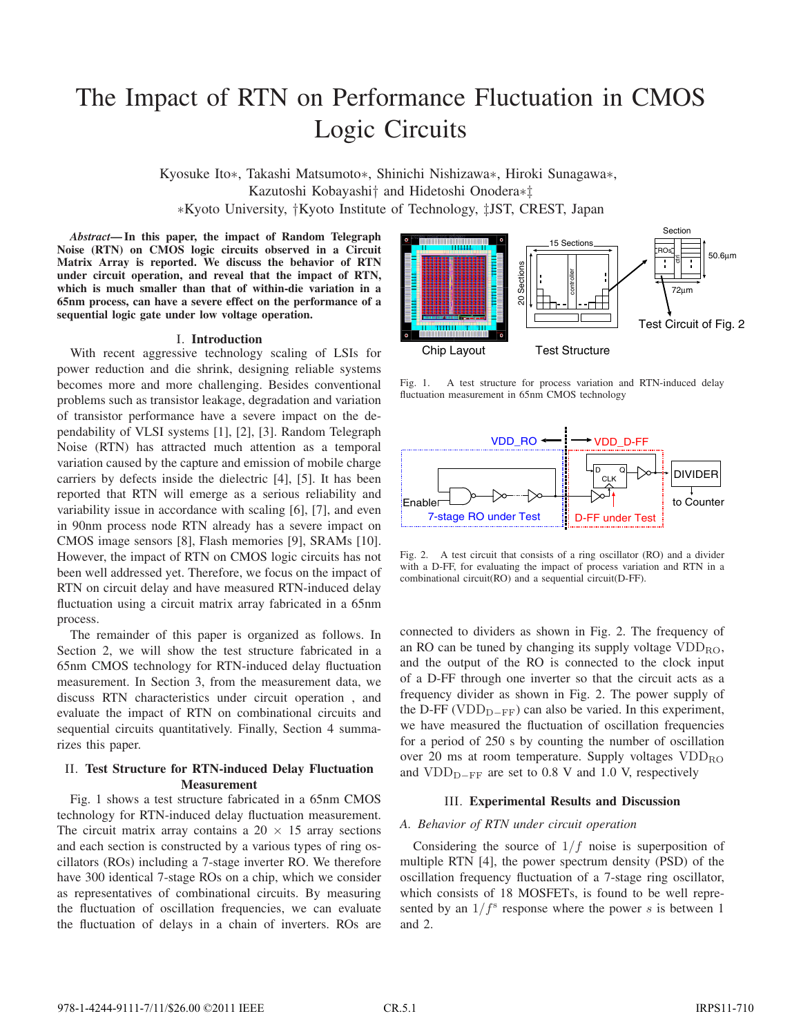# The Impact of RTN on Performance Fluctuation in CMOS Logic Circuits

Kyosuke Ito∗, Takashi Matsumoto∗, Shinichi Nishizawa∗, Hiroki Sunagawa∗, Kazutoshi Kobayashi† and Hidetoshi Onodera∗‡

∗Kyoto University, †Kyoto Institute of Technology, ‡JST, CREST, Japan

***Abstract*— In this paper, the impact of Random Telegraph Noise (RTN) on CMOS logic circuits observed in a Circuit Matrix Array is reported. We discuss the behavior of RTN under circuit operation, and reveal that the impact of RTN, which is much smaller than that of within-die variation in a 65nm process, can have a severe effect on the performance of a sequential logic gate under low voltage operation.**

## I. Introduction

With recent aggressive technology scaling of LSIs for power reduction and die shrink, designing reliable systems becomes more and more challenging. Besides conventional problems such as transistor leakage, degradation and variation of transistor performance have a severe impact on the dependability of VLSI systems [1], [2], [3]. Random Telegraph Noise (RTN) has attracted much attention as a temporal variation caused by the capture and emission of mobile charge carriers by defects inside the dielectric [4], [5]. It has been reported that RTN will emerge as a serious reliability and variability issue in accordance with scaling [6], [7], and even in 90nm process node RTN already has a severe impact on CMOS image sensors [8], Flash memories [9], SRAMs [10]. However, the impact of RTN on CMOS logic circuits has not been well addressed yet. Therefore, we focus on the impact of RTN on circuit delay and have measured RTN-induced delay fluctuation using a circuit matrix array fabricated in a 65nm process.

The remainder of this paper is organized as follows. In Section 2, we will show the test structure fabricated in a 65nm CMOS technology for RTN-induced delay fluctuation measurement. In Section 3, from the measurement data, we discuss RTN characteristics under circuit operation , and evaluate the impact of RTN on combinational circuits and sequential circuits quantitatively. Finally, Section 4 summarizes this paper.

## II. Test Structure for RTN-induced Delay Fluctuation Measurement

Fig. 1 shows a test structure fabricated in a 65nm CMOS technology for RTN-induced delay fluctuation measurement. The circuit matrix array contains a 20 × 15 array sections and each section is constructed by a various types of ring oscillators (ROs) including a 7-stage inverter RO. We therefore have 300 identical 7-stage ROs on a chip, which we consider as representatives of combinational circuits. By measuring the fluctuation of oscillation frequencies, we can evaluate the fluctuation of delays in a chain of inverters. ROs are connected to dividers as shown in Fig. 2. The frequency of an RO can be tuned by changing its supply voltage $VDD_{RO}$, and the output of the RO is connected to the clock input of a D-FF through one inverter so that the circuit acts as a frequency divider as shown in Fig. 2. The power supply of the D-FF ($VDD_{D-FF}$) can also be varied. In this experiment, we have measured the fluctuation of oscillation frequencies for a period of 250 s by counting the number of oscillation over 20 ms at room temperature. Supply voltages $VDD_{RO}$ and $VDD_{D-FF}$ are set to 0.8 V and 1.0 V, respectively

Fig. 1. A test structure for process variation and RTN-induced delay fluctuation measurement in 65nm CMOS technology

Fig. 2. A test circuit that consists of a ring oscillator (RO) and a divider with a D-FF, for evaluating the impact of process variation and RTN in a combinational circuit(RO) and a sequential circuit(D-FF).

## III. Experimental Results and Discussion

### A. Behavior of RTN under circuit operation

Considering the source of $1/f$ noise is superposition of multiple RTN [4], the power spectrum density (PSD) of the oscillation frequency fluctuation of a 7-stage ring oscillator, which consists of 18 MOSFETs, is found to be well represented by an $1/f^s$ response where the power $s$ is between 1 and 2.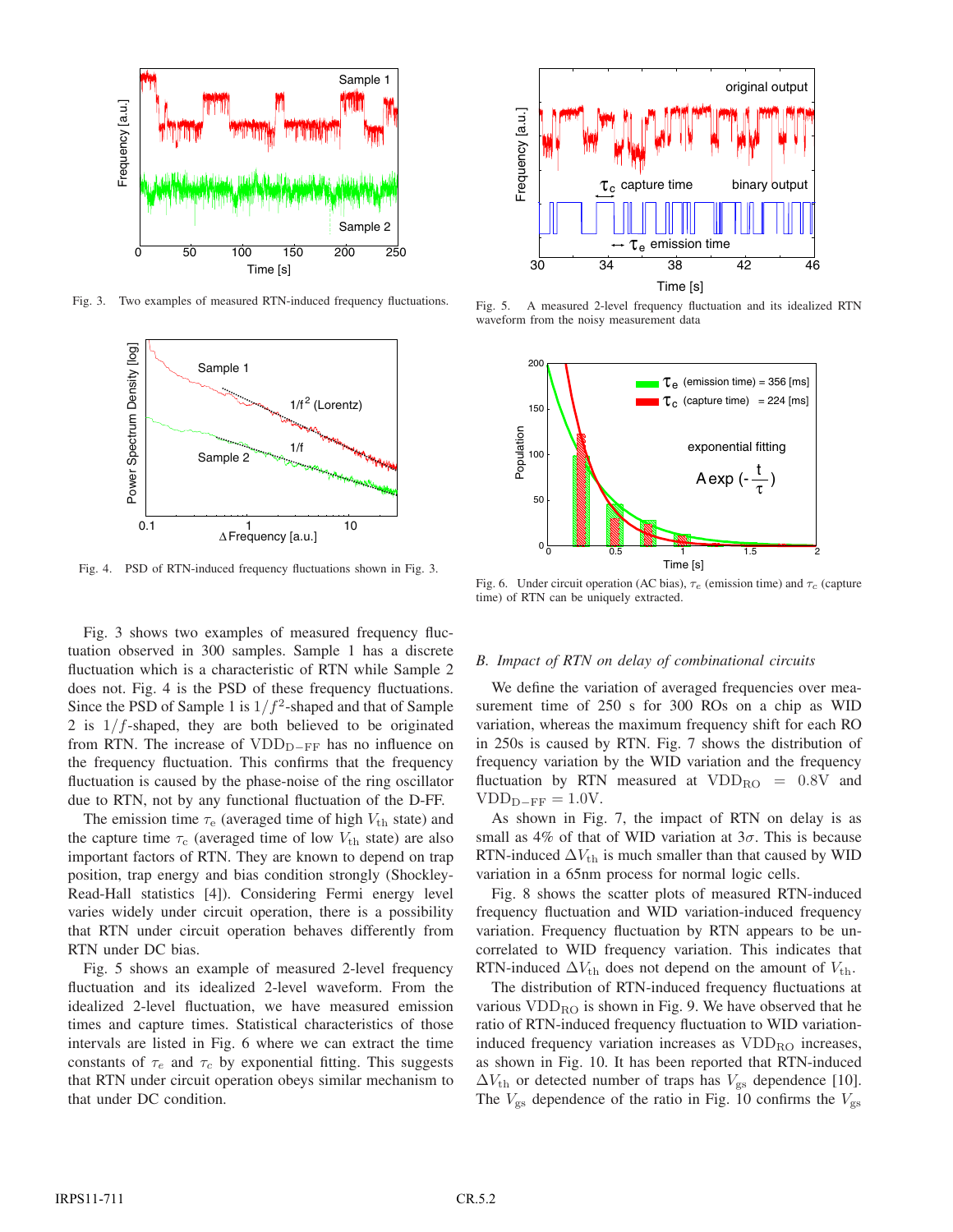Fig. 3. Two examples of measured RTN-induced frequency fluctuations.

Fig. 4. PSD of RTN-induced frequency fluctuations shown in Fig. 3.

Fig. 5. A measured 2-level frequency fluctuation and its idealized RTN waveform from the noisy measurement data

Fig. 6. Under circuit operation (AC bias), $\tau_e$ (emission time) and $\tau_c$ (capture time) of RTN can be uniquely extracted.

Fig. 3 shows two examples of measured frequency fluctuation observed in 300 samples. Sample 1 has a discrete fluctuation which is a characteristic of RTN while Sample 2 does not. Fig. 4 is the PSD of these frequency fluctuations. Since the PSD of Sample 1 is $1/f^2$-shaped and that of Sample 2 is $1/f$-shaped, they are both believed to be originated from RTN. The increase of $\mathrm{VDD_{D-FF}}$ has no influence on the frequency fluctuation. This confirms that the frequency fluctuation is caused by the phase-noise of the ring oscillator due to RTN, not by any functional fluctuation of the D-FF.

The emission time $\tau_e$ (averaged time of high $V_{\mathrm{th}}$ state) and the capture time $\tau_c$ (averaged time of low $V_{\mathrm{th}}$ state) are also important factors of RTN. They are known to depend on trap position, trap energy and bias condition strongly (Shockley-Read-Hall statistics [4]). Considering Fermi energy level varies widely under circuit operation, there is a possibility that RTN under circuit operation behaves differently from RTN under DC bias.

Fig. 5 shows an example of measured 2-level frequency fluctuation and its idealized 2-level waveform. From the idealized 2-level fluctuation, we have measured emission times and capture times. Statistical characteristics of those intervals are listed in Fig. 6 where we can extract the time constants of $\tau_e$ and $\tau_c$ by exponential fitting. This suggests that RTN under circuit operation obeys similar mechanism to that under DC condition.

### B. Impact of RTN on delay of combinational circuits

We define the variation of averaged frequencies over measurement time of 250 s for 300 ROs on a chip as WID variation, whereas the maximum frequency shift for each RO in 250s is caused by RTN. Fig. 7 shows the distribution of frequency variation by the WID variation and the frequency fluctuation by RTN measured at $\mathrm{VDD_{RO}} = 0.8\mathrm{V}$ and $\mathrm{VDD_{D-FF}} = 1.0\mathrm{V}$.

As shown in Fig. 7, the impact of RTN on delay is as small as 4% of that of WID variation at $3\sigma$. This is because RTN-induced $\Delta V_{\mathrm{th}}$ is much smaller than that caused by WID variation in a 65nm process for normal logic cells.

Fig. 8 shows the scatter plots of measured RTN-induced frequency fluctuation and WID variation-induced frequency variation. Frequency fluctuation by RTN appears to be uncorrelated to WID frequency variation. This indicates that RTN-induced $\Delta V_{\mathrm{th}}$ does not depend on the amount of $V_{\mathrm{th}}$.

The distribution of RTN-induced frequency fluctuations at various $\mathrm{VDD_{RO}}$ is shown in Fig. 9. We have observed that he ratio of RTN-induced frequency fluctuation to WID variation-induced frequency variation increases as $\mathrm{VDD_{RO}}$ increases, as shown in Fig. 10. It has been reported that RTN-induced $\Delta V_{\mathrm{th}}$ or detected number of traps has $V_{\mathrm{gs}}$ dependence [10]. The $V_{\mathrm{gs}}$ dependence of the ratio in Fig. 10 confirms the $V_{\mathrm{gs}}$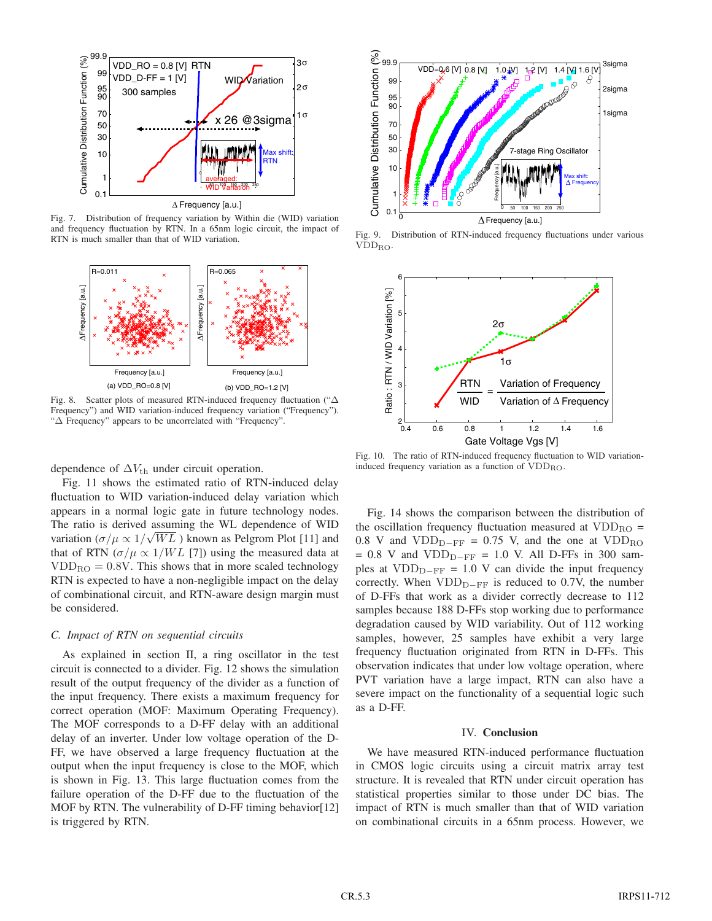Fig. 7. Distribution of frequency variation by Within die (WID) variation and frequency fluctuation by RTN. In a 65nm logic circuit, the impact of RTN is much smaller than that of WID variation.

Fig. 8. Scatter plots of measured RTN-induced frequency fluctuation ("Δ Frequency") and WID variation-induced frequency variation ("Frequency"). "Δ Frequency" appears to be uncorrelated with "Frequency".

dependence of $\Delta V_{th}$ under circuit operation.

Fig. 11 shows the estimated ratio of RTN-induced delay fluctuation to WID variation-induced delay variation which appears in a normal logic gate in future technology nodes. The ratio is derived assuming the WL dependence of WID variation ($\sigma/\mu \propto 1/\sqrt{WL}$ ) known as Pelgrom Plot [11] and that of RTN ($\sigma/\mu \propto 1/WL$ [7]) using the measured data at $\mathrm{VDD_{RO}} = 0.8$V. This shows that in more scaled technology RTN is expected to have a non-negligible impact on the delay of combinational circuit, and RTN-aware design margin must be considered.

### *C. Impact of RTN on sequential circuits*

As explained in section II, a ring oscillator in the test circuit is connected to a divider. Fig. 12 shows the simulation result of the output frequency of the divider as a function of the input frequency. There exists a maximum frequency for correct operation (MOF: Maximum Operating Frequency). The MOF corresponds to a D-FF delay with an additional delay of an inverter. Under low voltage operation of the D-FF, we have observed a large frequency fluctuation at the output when the input frequency is close to the MOF, which is shown in Fig. 13. This large fluctuation comes from the failure operation of the D-FF due to the fluctuation of the MOF by RTN. The vulnerability of D-FF timing behavior[12] is triggered by RTN.

Fig. 9. Distribution of RTN-induced frequency fluctuations under various $\mathrm{VDD_{RO}}$.

Fig. 10. The ratio of RTN-induced frequency fluctuation to WID variation-induced frequency variation as a function of $\mathrm{VDD_{RO}}$.

Fig. 14 shows the comparison between the distribution of the oscillation frequency fluctuation measured at $\mathrm{VDD_{RO}}$ = 0.8 V and $\mathrm{VDD_{D-FF}}$ = 0.75 V, and the one at $\mathrm{VDD_{RO}}$ = 0.8 V and $\mathrm{VDD_{D-FF}}$ = 1.0 V. All D-FFs in 300 samples at $\mathrm{VDD_{D-FF}}$ = 1.0 V can divide the input frequency correctly. When $\mathrm{VDD_{D-FF}}$ is reduced to 0.7V, the number of D-FFs that work as a divider correctly decrease to 112 samples because 188 D-FFs stop working due to performance degradation caused by WID variability. Out of 112 working samples, however, 25 samples have exhibit a very large frequency fluctuation originated from RTN in D-FFs. This observation indicates that under low voltage operation, where PVT variation have a large impact, RTN can also have a severe impact on the functionality of a sequential logic such as a D-FF.

## IV. Conclusion

We have measured RTN-induced performance fluctuation in CMOS logic circuits using a circuit matrix array test structure. It is revealed that RTN under circuit operation has statistical properties similar to those under DC bias. The impact of RTN is much smaller than that of WID variation on combinational circuits in a 65nm process. However, we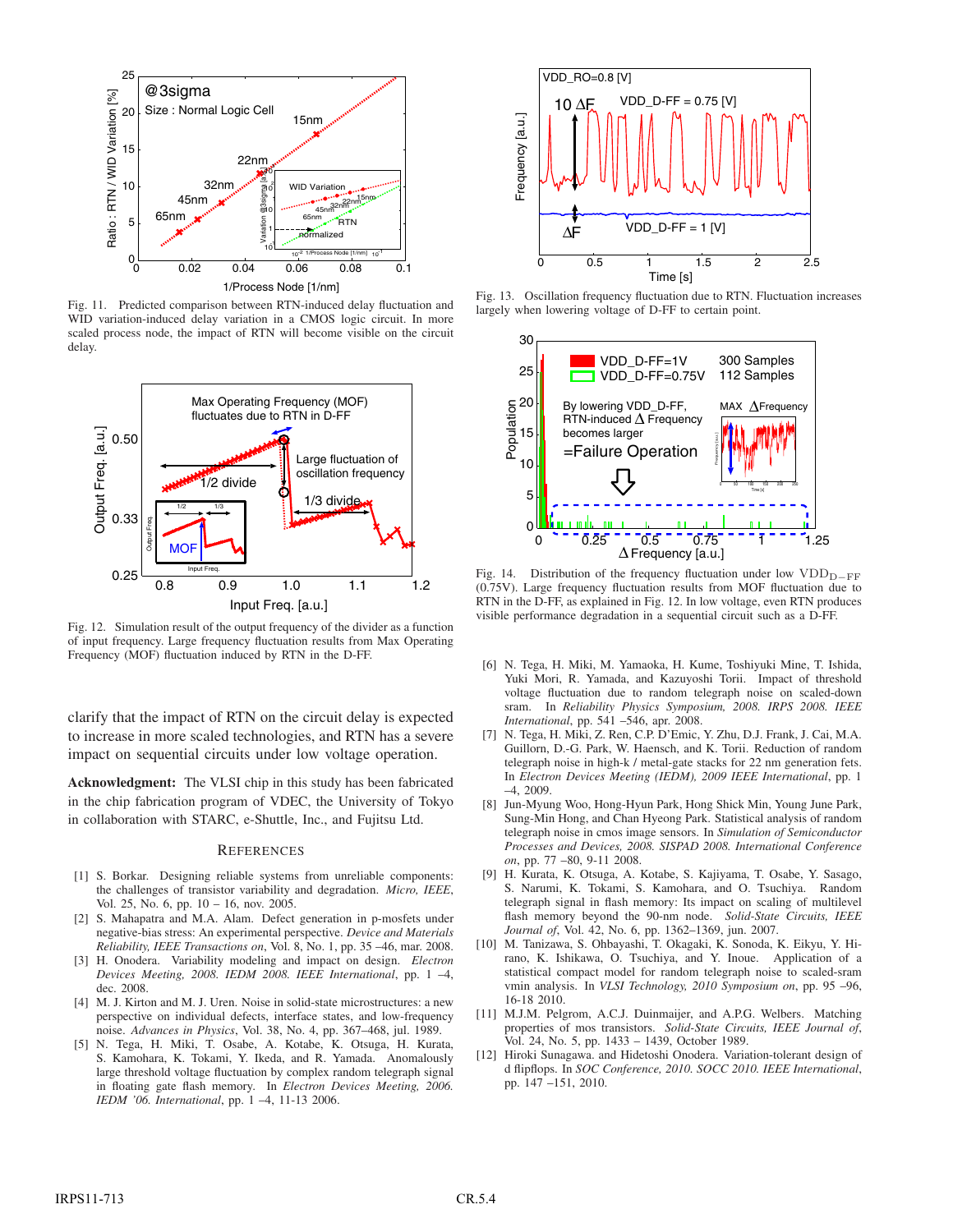@3sigma
Size : Normal Logic Cell
Ratio : RTN / WID Variation [%]
1/Process Node [1/nm]
65nm
45nm
32nm
22nm
15nm
WID Variation
RTN
normalized

Fig. 11. Predicted comparison between RTN-induced delay fluctuation and WID variation-induced delay variation in a CMOS logic circuit. In more scaled process node, the impact of RTN will become visible on the circuit delay.

Max Operating Frequency (MOF) fluctuates due to RTN in D-FF
1/2 divide
1/3 divide
Large fluctuation of oscillation frequency
MOF
Output Freq. [a.u.]
Input Freq. [a.u.]

Fig. 12. Simulation result of the output frequency of the divider as a function of input frequency. Large frequency fluctuation results from Max Operating Frequency (MOF) fluctuation induced by RTN in the D-FF.

VDD_RO=0.8 [V]
10 ΔF
VDD_D-FF = 0.75 [V]
ΔF
VDD_D-FF = 1 [V]
Frequency [a.u.]
Time [s]

Fig. 13. Oscillation frequency fluctuation due to RTN. Fluctuation increases largely when lowering voltage of D-FF to certain point.

VDD_D-FF=1V 300 Samples
VDD_D-FF=0.75V 112 Samples
By lowering VDD_D-FF, RTN-induced Δ Frequency becomes larger
=Failure Operation
MAX ΔFrequency
Population
Δ Frequency [a.u.]

Fig. 14. Distribution of the frequency fluctuation under low $VDD_{D-FF}$ (0.75V). Large frequency fluctuation results from MOF fluctuation due to RTN in the D-FF, as explained in Fig. 12. In low voltage, even RTN produces visible performance degradation in a sequential circuit such as a D-FF.

clarify that the impact of RTN on the circuit delay is expected to increase in more scaled technologies, and RTN has a severe impact on sequential circuits under low voltage operation.

**Acknowledgment:** The VLSI chip in this study has been fabricated in the chip fabrication program of VDEC, the University of Tokyo in collaboration with STARC, e-Shuttle, Inc., and Fujitsu Ltd.

## References

[1] S. Borkar. Designing reliable systems from unreliable components: the challenges of transistor variability and degradation. *Micro, IEEE*, Vol. 25, No. 6, pp. 10 – 16, nov. 2005.

[2] S. Mahapatra and M.A. Alam. Defect generation in p-mosfets under negative-bias stress: An experimental perspective. *Device and Materials Reliability, IEEE Transactions on*, Vol. 8, No. 1, pp. 35 –46, mar. 2008.

[3] H. Onodera. Variability modeling and impact on design. *Electron Devices Meeting, 2008. IEDM 2008. IEEE International*, pp. 1 –4, dec. 2008.

[4] M. J. Kirton and M. J. Uren. Noise in solid-state microstructures: a new perspective on individual defects, interface states, and low-frequency noise. *Advances in Physics*, Vol. 38, No. 4, pp. 367–468, jul. 1989.

[5] N. Tega, H. Miki, T. Osabe, A. Kotabe, K. Otsuga, H. Kurata, S. Kamohara, K. Tokami, Y. Ikeda, and R. Yamada. Anomalously large threshold voltage fluctuation by complex random telegraph signal in floating gate flash memory. In *Electron Devices Meeting, 2006. IEDM '06. International*, pp. 1 –4, 11-13 2006.

[6] N. Tega, H. Miki, M. Yamaoka, H. Kume, Toshiyuki Mine, T. Ishida, Yuki Mori, R. Yamada, and Kazuyoshi Torii. Impact of threshold voltage fluctuation due to random telegraph noise on scaled-down sram. In *Reliability Physics Symposium, 2008. IRPS 2008. IEEE International*, pp. 541 –546, apr. 2008.

[7] N. Tega, H. Miki, Z. Ren, C.P. D'Emic, Y. Zhu, D.J. Frank, J. Cai, M.A. Guillorn, D.-G. Park, W. Haensch, and K. Torii. Reduction of random telegraph noise in high-k / metal-gate stacks for 22 nm generation fets. In *Electron Devices Meeting (IEDM), 2009 IEEE International*, pp. 1 –4, 2009.

[8] Jun-Myung Woo, Hong-Hyun Park, Hong Shick Min, Young June Park, Sung-Min Hong, and Chan Hyeong Park. Statistical analysis of random telegraph noise in cmos image sensors. In *Simulation of Semiconductor Processes and Devices, 2008. SISPAD 2008. International Conference on*, pp. 77 –80, 9-11 2008.

[9] H. Kurata, K. Otsuga, A. Kotabe, S. Kajiyama, T. Osabe, Y. Sasago, S. Narumi, K. Tokami, S. Kamohara, and O. Tsuchiya. Random telegraph signal in flash memory: Its impact on scaling of multilevel flash memory beyond the 90-nm node. *Solid-State Circuits, IEEE Journal of*, Vol. 42, No. 6, pp. 1362–1369, jun. 2007.

[10] M. Tanizawa, S. Ohbayashi, T. Okagaki, K. Sonoda, K. Eikyu, Y. Hirano, K. Ishikawa, O. Tsuchiya, and Y. Inoue. Application of a statistical compact model for random telegraph noise to scaled-sram vmin analysis. In *VLSI Technology, 2010 Symposium on*, pp. 95 –96, 16-18 2010.

[11] M.J.M. Pelgrom, A.C.J. Duinmaijer, and A.P.G. Welbers. Matching properties of mos transistors. *Solid-State Circuits, IEEE Journal of*, Vol. 24, No. 5, pp. 1433 – 1439, October 1989.

[12] Hiroki Sunagawa. and Hidetoshi Onodera. Variation-tolerant design of d flipflops. In *SOC Conference, 2010. SOCC 2010. IEEE International*, pp. 147 –151, 2010.